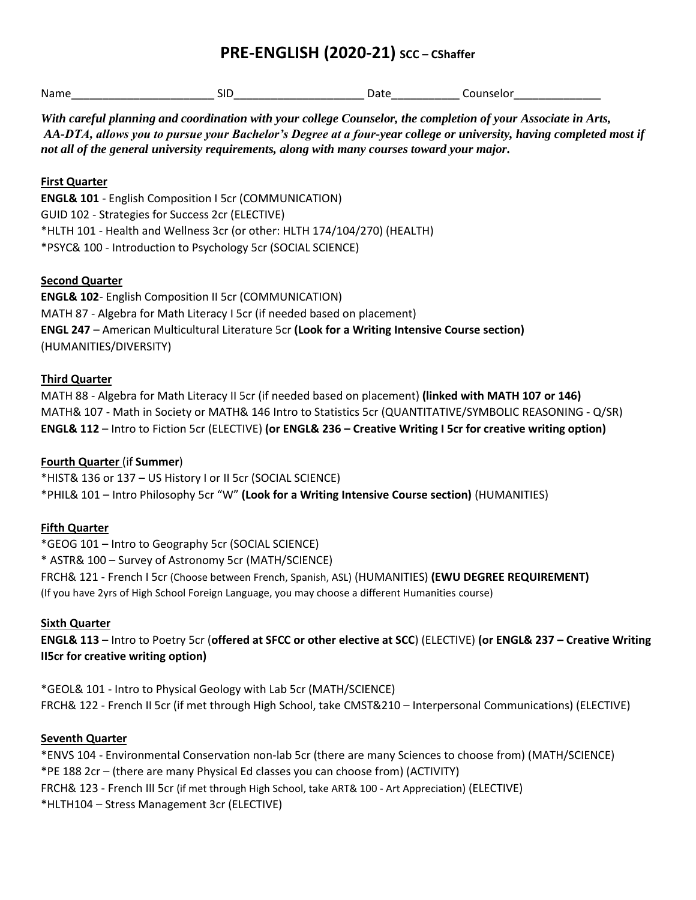# PRE-ENGLISH (2020-21) SCC – CShaffer

Name_______________________ SID_____________________ Date___________ Counselor______________

***With careful planning and coordination with your college Counselor, the completion of your Associate in Arts, AA-DTA, allows you to pursue your Bachelor's Degree at a four-year college or university, having completed most if not all of the general university requirements, along with many courses toward your major.***

**First Quarter**

**ENGL& 101** - English Composition I 5cr (COMMUNICATION)
GUID 102 - Strategies for Success 2cr (ELECTIVE)
*HLTH 101 - Health and Wellness 3cr (or other: HLTH 174/104/270) (HEALTH)
*PSYC& 100 - Introduction to Psychology 5cr (SOCIAL SCIENCE)

**Second Quarter**

**ENGL& 102**- English Composition II 5cr (COMMUNICATION)
MATH 87 - Algebra for Math Literacy I 5cr (if needed based on placement)
**ENGL 247** – American Multicultural Literature 5cr **(Look for a Writing Intensive Course section)** (HUMANITIES/DIVERSITY)

**Third Quarter**

MATH 88 - Algebra for Math Literacy II 5cr (if needed based on placement) **(linked with MATH 107 or 146)**
MATH& 107 - Math in Society or MATH& 146 Intro to Statistics 5cr (QUANTITATIVE/SYMBOLIC REASONING - Q/SR)
**ENGL& 112** – Intro to Fiction 5cr (ELECTIVE) **(or ENGL& 236 – Creative Writing I 5cr for creative writing option)**

**Fourth Quarter** (if **Summer**)

*HIST& 136 or 137 – US History I or II 5cr (SOCIAL SCIENCE)
*PHIL& 101 – Intro Philosophy 5cr "W" **(Look for a Writing Intensive Course section)** (HUMANITIES)

**Fifth Quarter**

*GEOG 101 – Intro to Geography 5cr (SOCIAL SCIENCE)
* ASTR& 100 – Survey of Astronomy 5cr (MATH/SCIENCE)
FRCH& 121 - French I 5cr (Choose between French, Spanish, ASL) (HUMANITIES) **(EWU DEGREE REQUIREMENT)**
(If you have 2yrs of High School Foreign Language, you may choose a different Humanities course)

**Sixth Quarter**

**ENGL& 113** – Intro to Poetry 5cr (**offered at SFCC or other elective at SCC**) (ELECTIVE) **(or ENGL& 237 – Creative Writing II5cr for creative writing option)**

*GEOL& 101 - Intro to Physical Geology with Lab 5cr (MATH/SCIENCE)
FRCH& 122 - French II 5cr (if met through High School, take CMST&210 – Interpersonal Communications) (ELECTIVE)

**Seventh Quarter**

*ENVS 104 - Environmental Conservation non-lab 5cr (there are many Sciences to choose from) (MATH/SCIENCE)
*PE 188 2cr – (there are many Physical Ed classes you can choose from) (ACTIVITY)
FRCH& 123 - French III 5cr (if met through High School, take ART& 100 - Art Appreciation) (ELECTIVE)
*HLTH104 – Stress Management 3cr (ELECTIVE)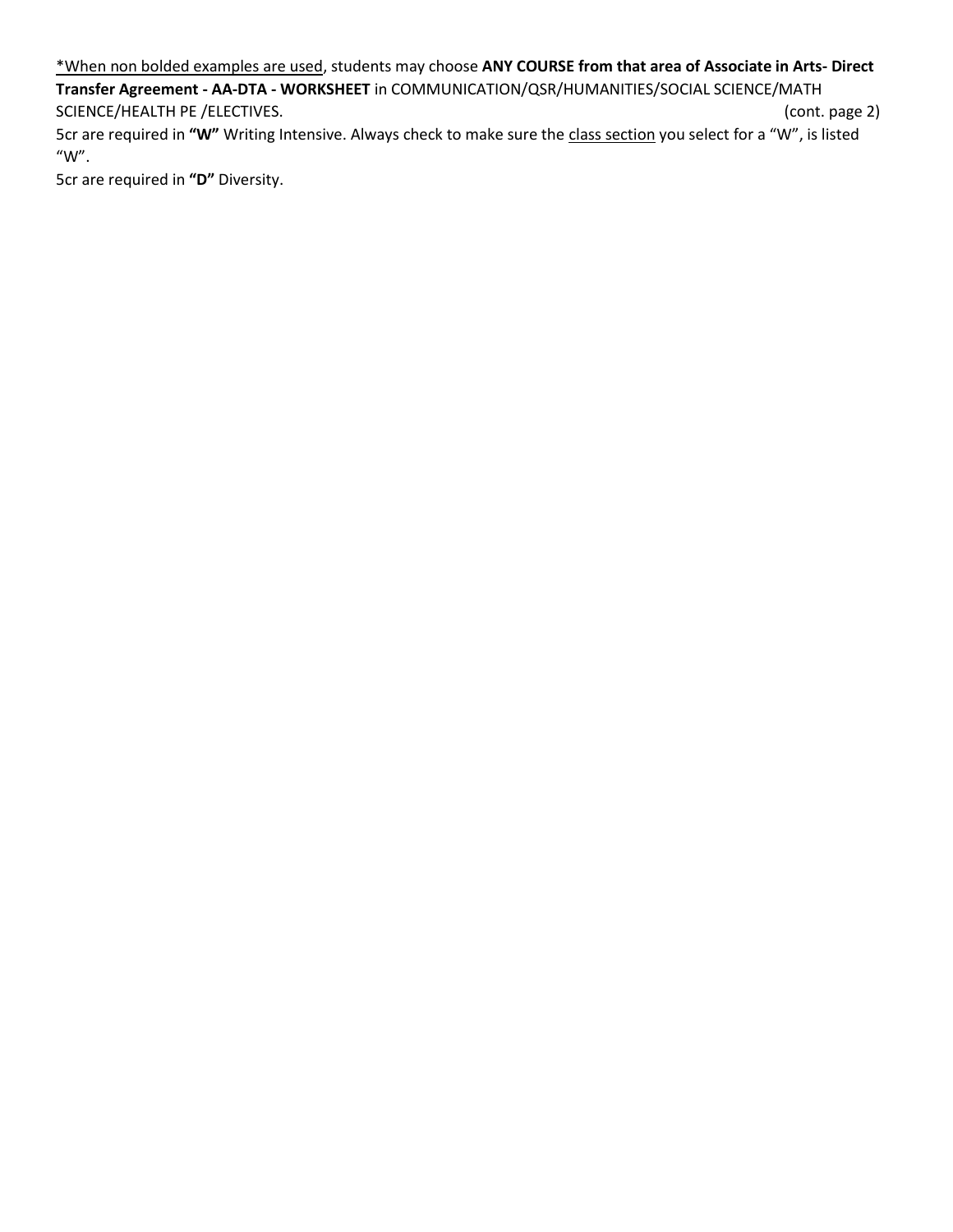<u>*When non bolded examples are used</u>, students may choose **ANY COURSE from that area of Associate in Arts- Direct Transfer Agreement - AA-DTA - WORKSHEET** in COMMUNICATION/QSR/HUMANITIES/SOCIAL SCIENCE/MATH SCIENCE/HEALTH PE /ELECTIVES. (cont. page 2)

5cr are required in **"W"** Writing Intensive. Always check to make sure the <u>class section</u> you select for a "W", is listed "W".

5cr are required in **"D"** Diversity.